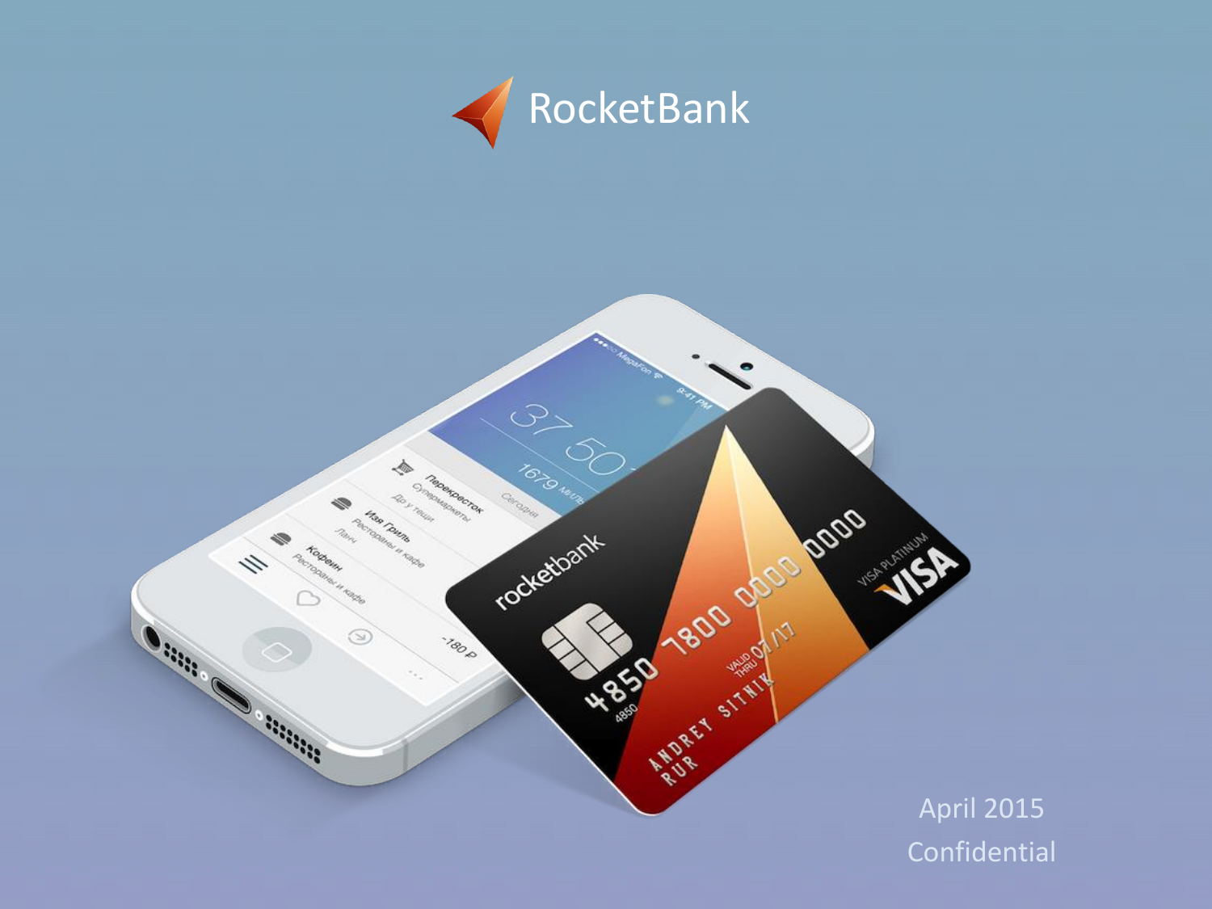# RocketBank

April 2015

Confidential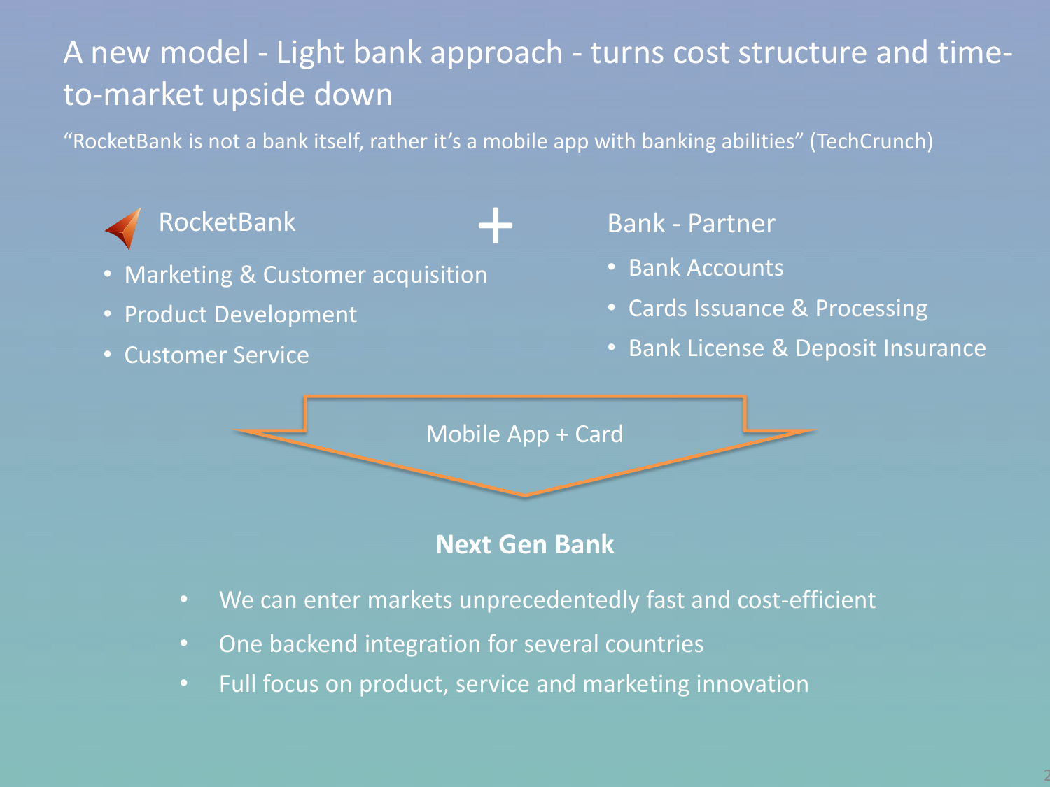# A new model - Light bank approach - turns cost structure and time-to-market upside down

"RocketBank is not a bank itself, rather it's a mobile app with banking abilities" (TechCrunch)

### RocketBank

- Marketing & Customer acquisition
- Product Development
- Customer Service

+

### Bank - Partner

- Bank Accounts
- Cards Issuance & Processing
- Bank License & Deposit Insurance

Mobile App + Card

**Next Gen Bank**

- We can enter markets unprecedentedly fast and cost-efficient
- One backend integration for several countries
- Full focus on product, service and marketing innovation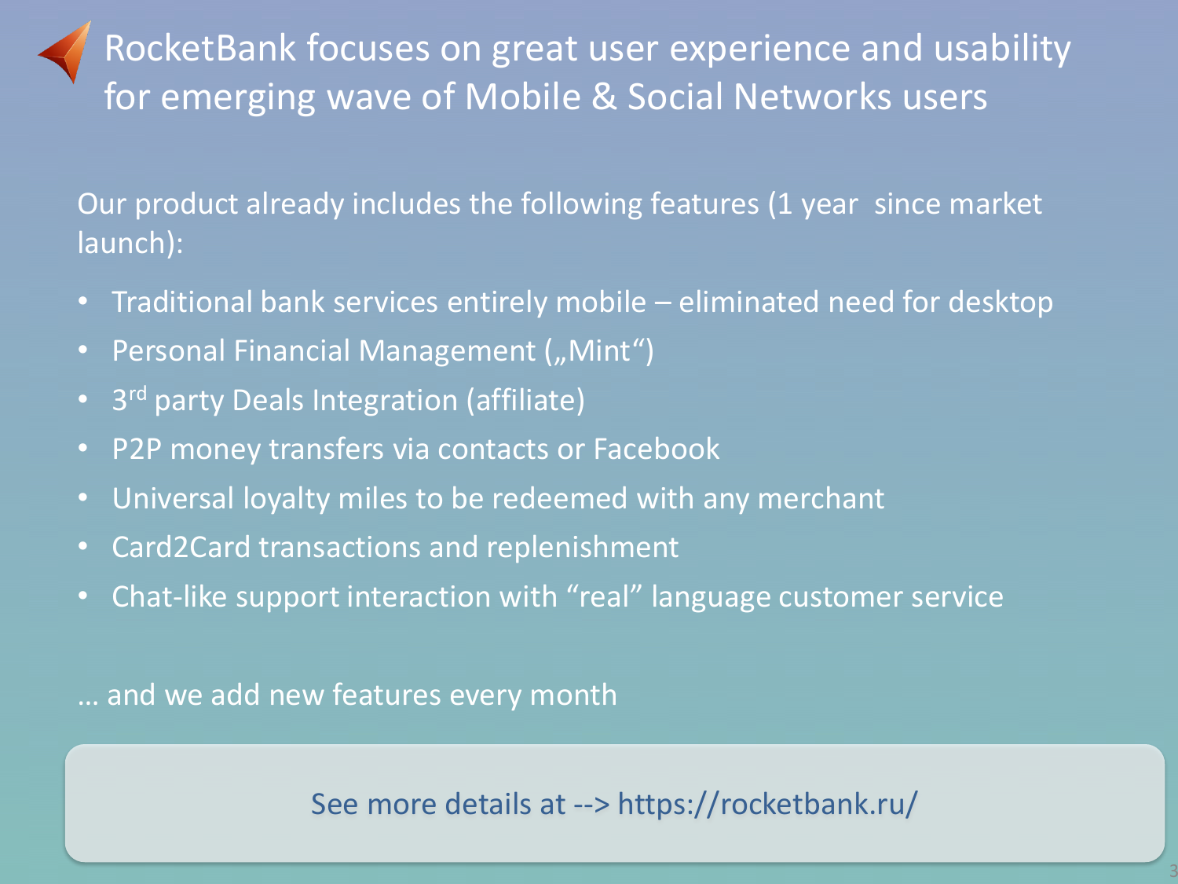# RocketBank focuses on great user experience and usability for emerging wave of Mobile & Social Networks users

Our product already includes the following features (1 year  since market launch):

- Traditional bank services entirely mobile – eliminated need for desktop
- Personal Financial Management („Mint“)
- 3rd party Deals Integration (affiliate)
- P2P money transfers via contacts or Facebook
- Universal loyalty miles to be redeemed with any merchant
- Card2Card transactions and replenishment
- Chat-like support interaction with “real” language customer service

… and we add new features every month

See more details at --> https://rocketbank.ru/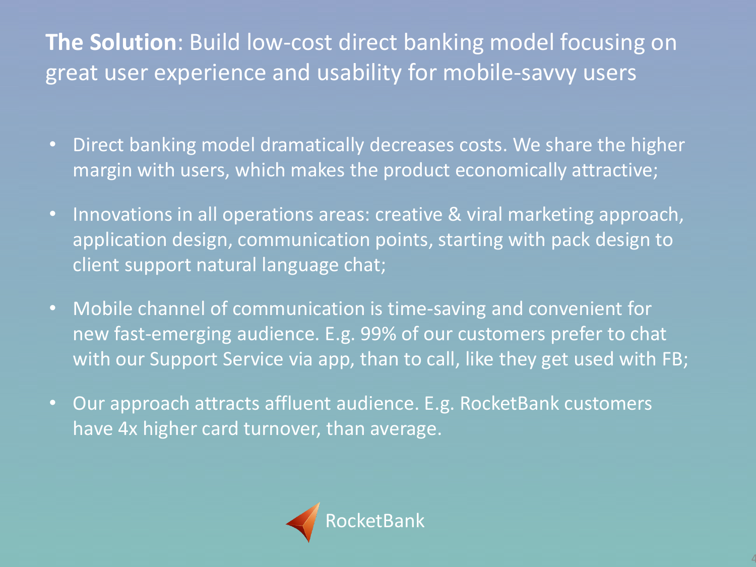**The Solution**: Build low-cost direct banking model focusing on great user experience and usability for mobile-savvy users

- Direct banking model dramatically decreases costs. We share the higher margin with users, which makes the product economically attractive;
- Innovations in all operations areas: creative & viral marketing approach, application design, communication points, starting with pack design to client support natural language chat;
- Mobile channel of communication is time-saving and convenient for new fast-emerging audience. E.g. 99% of our customers prefer to chat with our Support Service via app, than to call, like they get used with FB;
- Our approach attracts affluent audience. E.g. RocketBank customers have 4x higher card turnover, than average.

RocketBank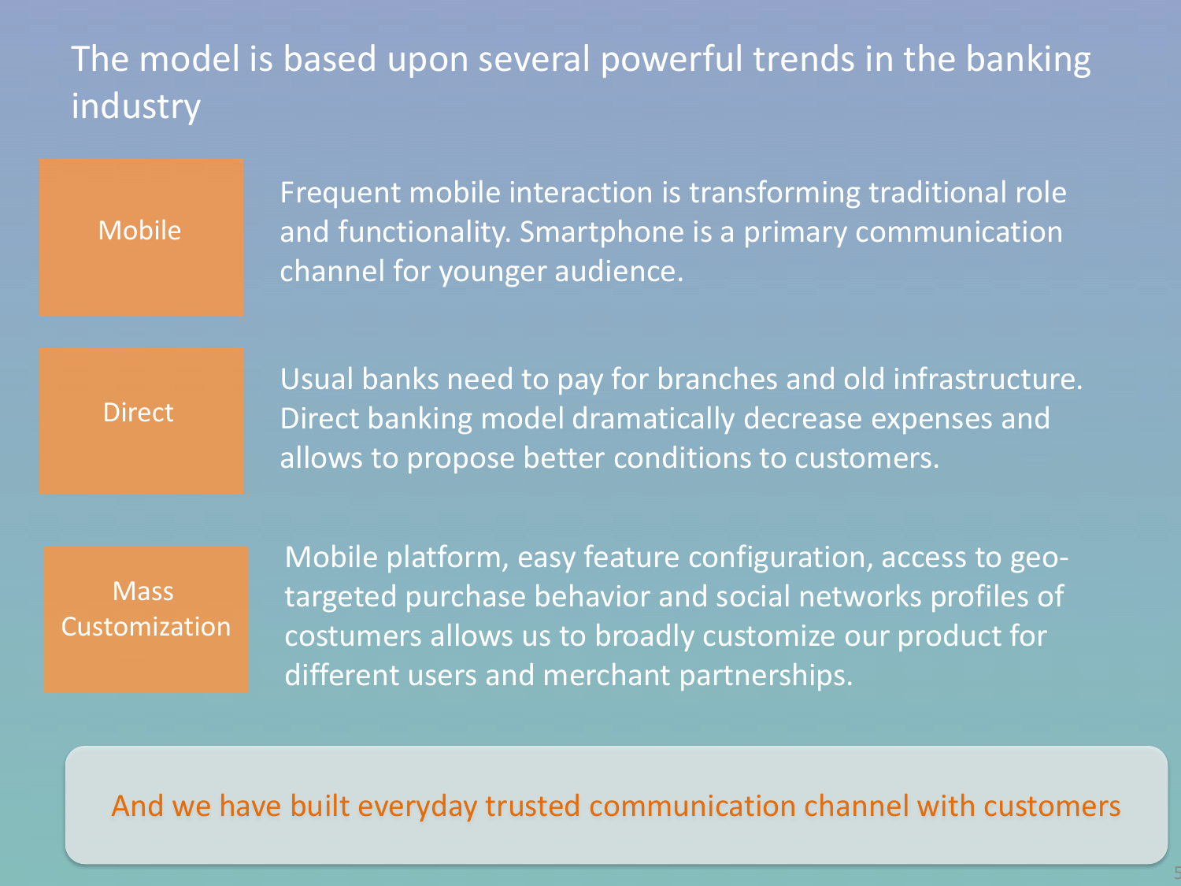# The model is based upon several powerful trends in the banking industry

**Mobile**

Frequent mobile interaction is transforming traditional role and functionality. Smartphone is a primary communication channel for younger audience.

**Direct**

Usual banks need to pay for branches and old infrastructure. Direct banking model dramatically decrease expenses and allows to propose better conditions to customers.

**Mass Customization**

Mobile platform, easy feature configuration, access to geo-targeted purchase behavior and social networks profiles of costumers allows us to broadly customize our product for different users and merchant partnerships.

And we have built everyday trusted communication channel with customers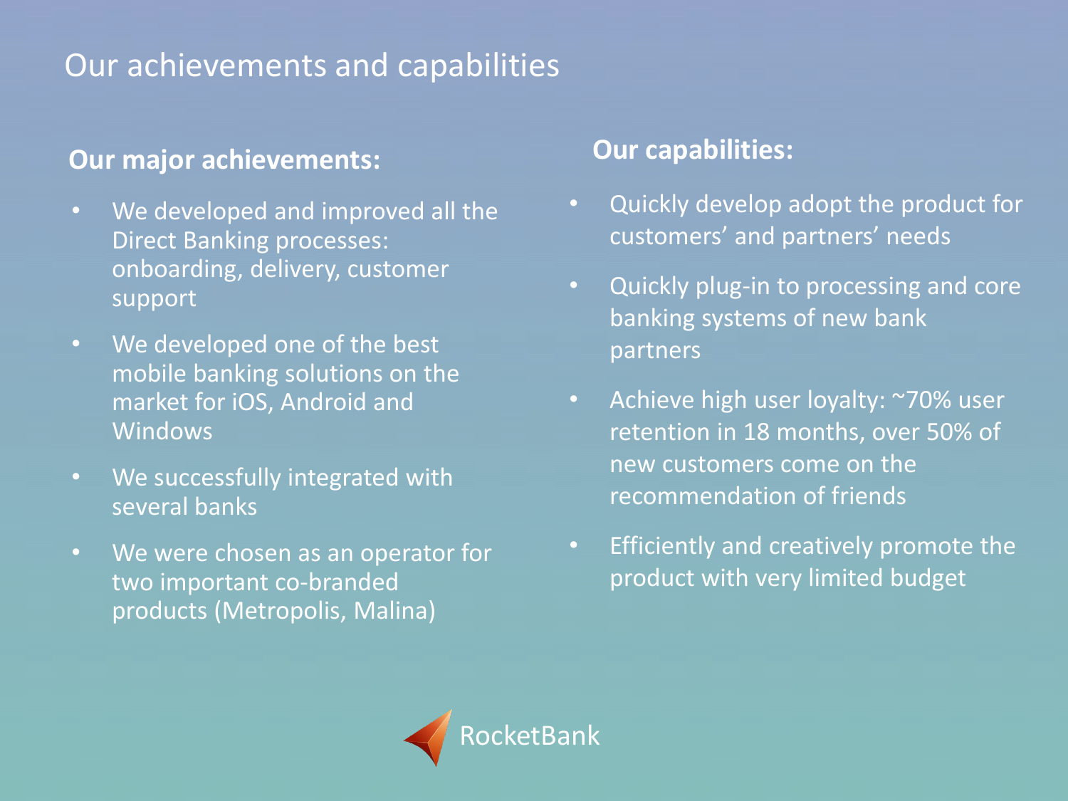# Our achievements and capabilities

## Our major achievements:

- We developed and improved all the Direct Banking processes: onboarding, delivery, customer support
- We developed one of the best mobile banking solutions on the market for iOS, Android and Windows
- We successfully integrated with several banks
- We were chosen as an operator for two important co-branded products (Metropolis, Malina)

## Our capabilities:

- Quickly develop adopt the product for customers' and partners' needs
- Quickly plug-in to processing and core banking systems of new bank partners
- Achieve high user loyalty: ~70% user retention in 18 months, over 50% of new customers come on the recommendation of friends
- Efficiently and creatively promote the product with very limited budget

RocketBank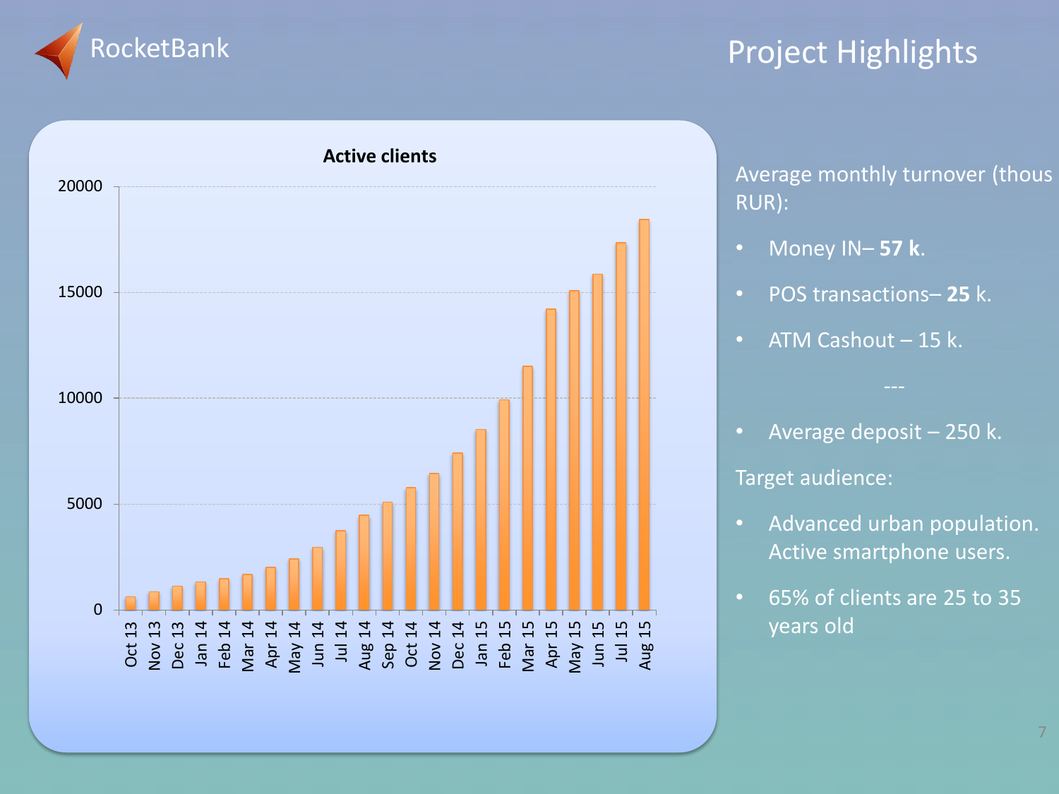RocketBank

# Project Highlights

**Active clients**

| Month | Active clients (approx.) |
|---|---|
| Oct 13 | 600 |
| Nov 13 | 850 |
| Dec 13 | 1100 |
| Jan 14 | 1300 |
| Feb 14 | 1450 |
| Mar 14 | 1650 |
| Apr 14 | 2000 |
| May 14 | 2400 |
| Jun 14 | 2950 |
| Jul 14 | 3750 |
| Aug 14 | 4450 |
| Sep 14 | 5100 |
| Oct 14 | 5750 |
| Nov 14 | 6450 |
| Dec 14 | 7400 |
| Jan 15 | 8500 |
| Feb 15 | 9900 |
| Mar 15 | 11500 |
| Apr 15 | 14200 |
| May 15 | 15050 |
| Jun 15 | 15850 |
| Jul 15 | 17300 |
| Aug 15 | 18450 |

Average monthly turnover (thous RUR):

- Money IN– **57 k**.
- POS transactions– **25** k.
- ATM Cashout – 15 k.

---

- Average deposit – 250 k.

Target audience:

- Advanced urban population. Active smartphone users.
- 65% of clients are 25 to 35 years old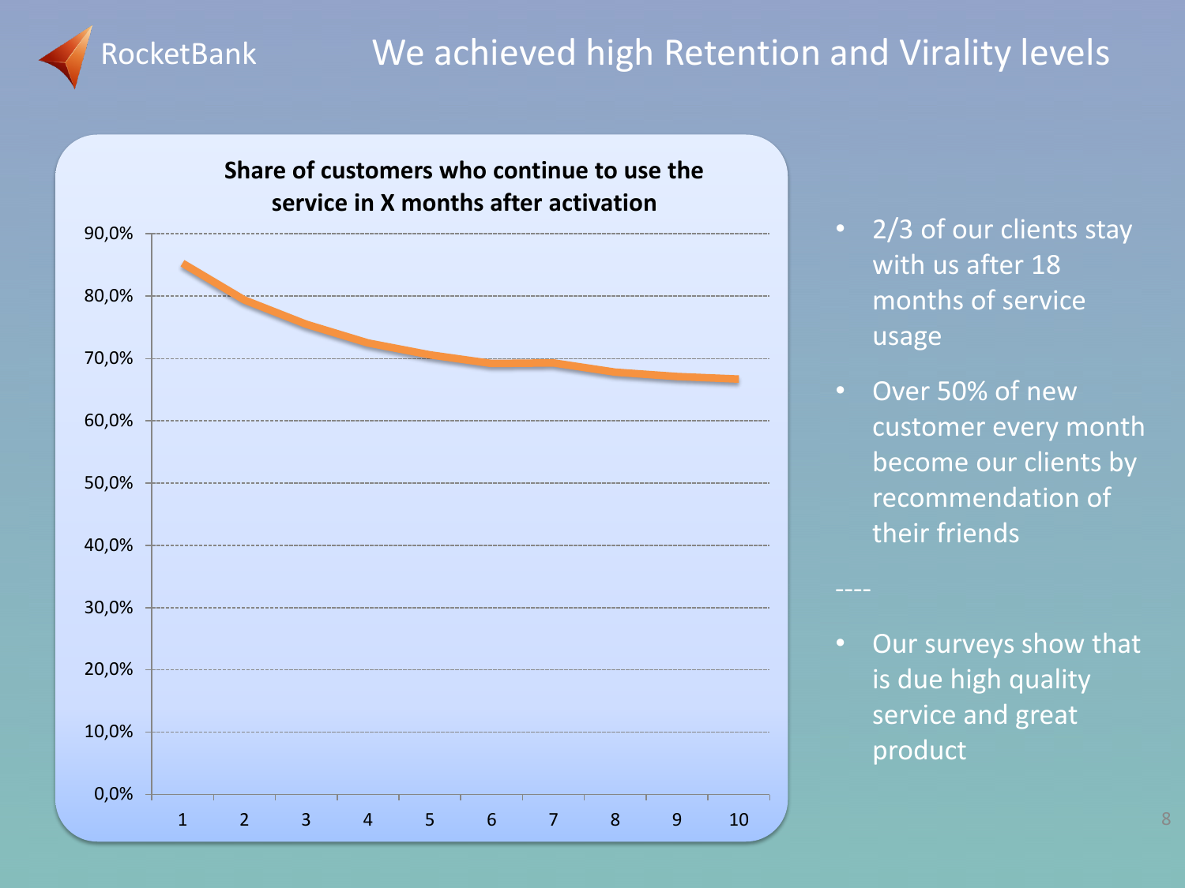RocketBank

# We achieved high Retention and Virality levels

**Share of customers who continue to use the service in X months after activation**

90,0%
80,0%
70,0%
60,0%
50,0%
40,0%
30,0%
20,0%
10,0%
0,0%

1 2 3 4 5 6 7 8 9 10

- 2/3 of our clients stay with us after 18 months of service usage
- Over 50% of new customer every month become our clients by recommendation of their friends

----

- Our surveys show that is due high quality service and great product